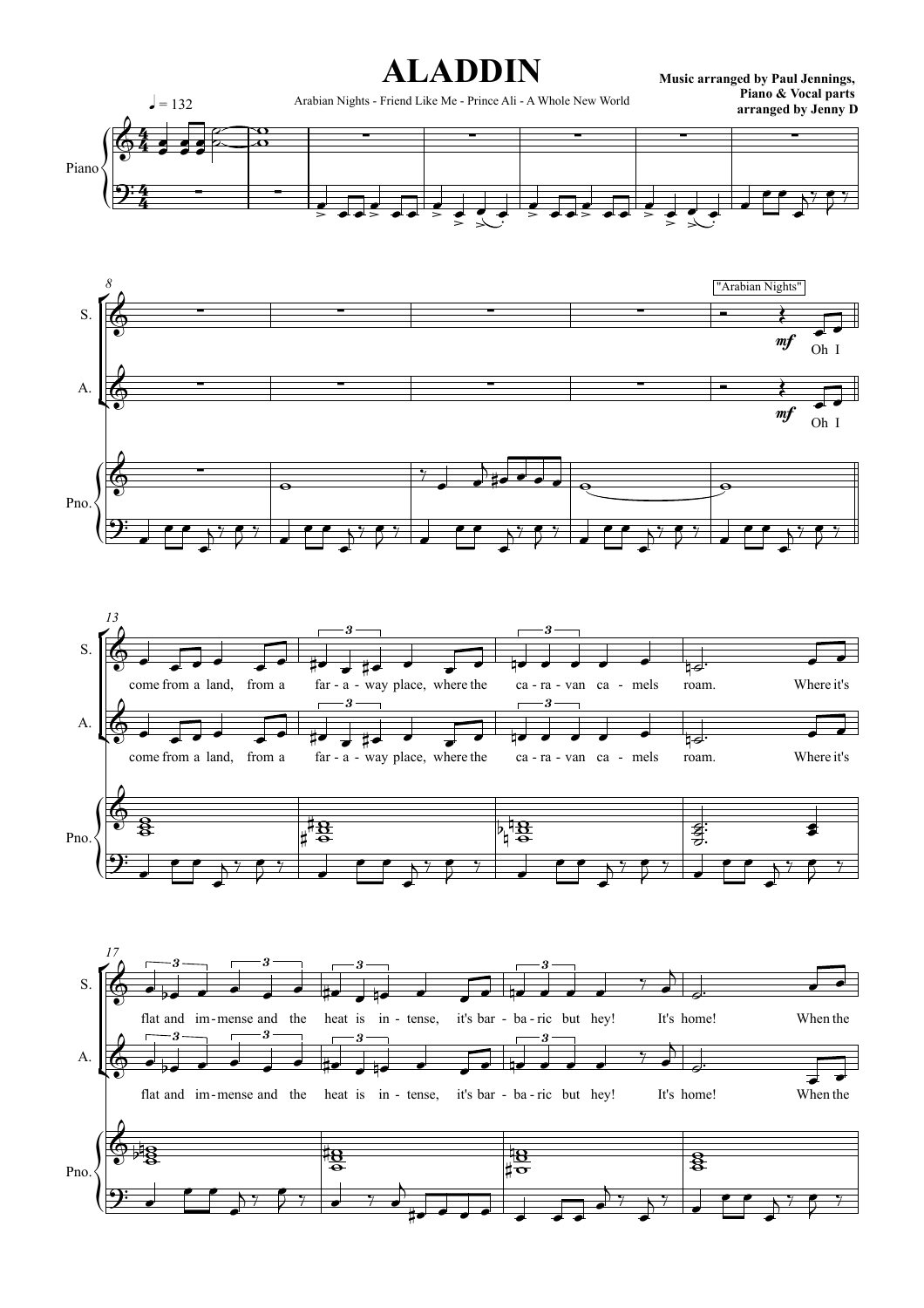# ALADDIN

Arabian Nights - Friend Like Me - Prince Ali - A Whole New World

**Music arranged by Paul Jennings, Piano & Vocal parts arranged by Jenny D**

♩ = 132

"Arabian Nights"

Oh I come from a land, from a far - a - way place, where the ca - ra - van ca - mels roam. Where it's flat and im - mense and the heat is in - tense, it's bar - ba - ric but hey! It's home! When the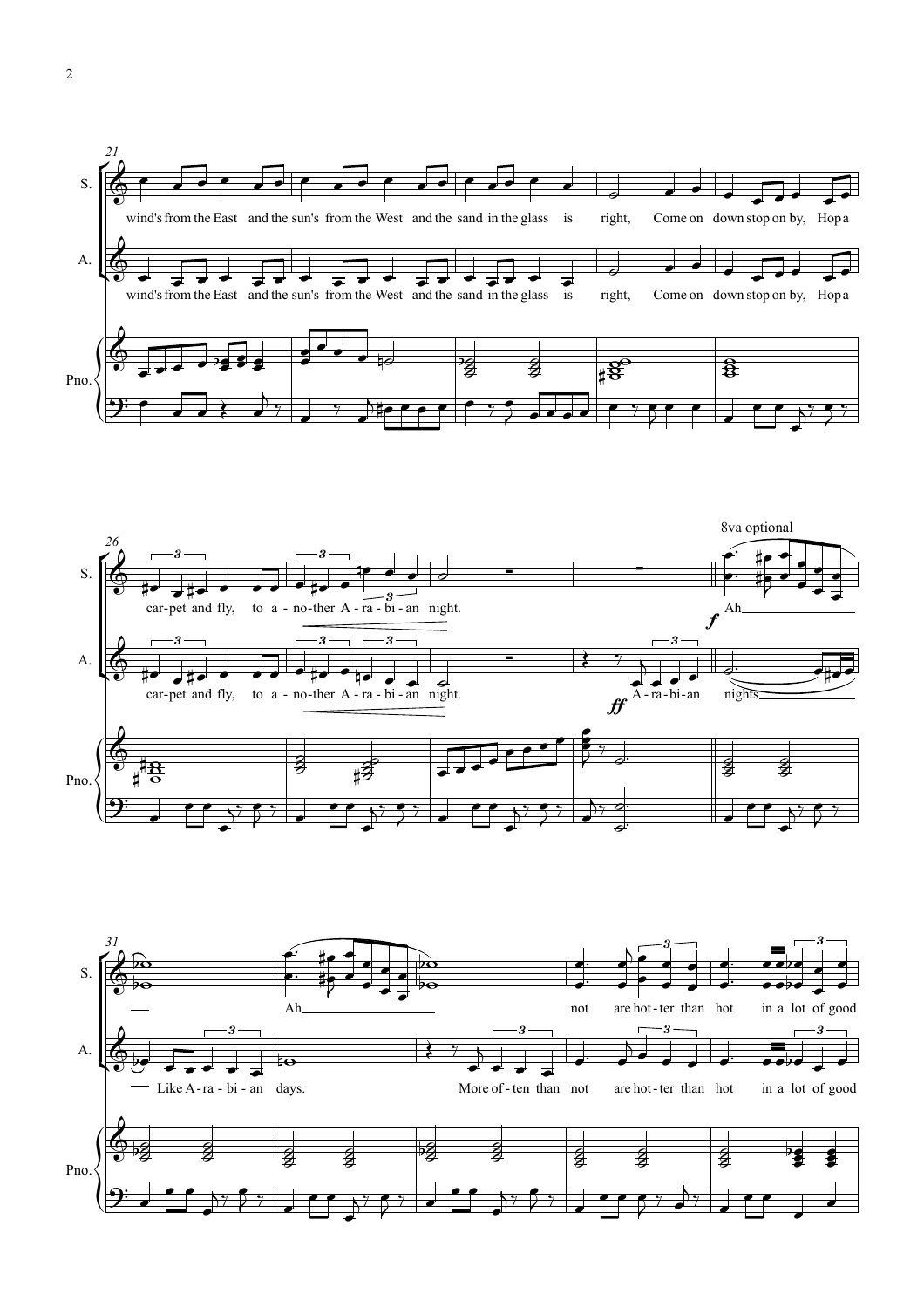S.
wind's from the East and the sun's from the West and the sand in the glass is right, Come on down stop on by, Hop a

A.
wind's from the East and the sun's from the West and the sand in the glass is right, Come on down stop on by, Hop a

Pno.

S.
car-pet and fly, to a - no-ther A - ra - bi - an night.

8va optional

*f* Ah

A.
car-pet and fly, to a - no-ther A - ra - bi - an night.

*ff* A - ra - bi - an nights

Pno.

S.
Ah not are hot - ter than hot in a lot of good

A.
Like A - ra - bi - an days. More of - ten than not are hot - ter than hot in a lot of good

Pno.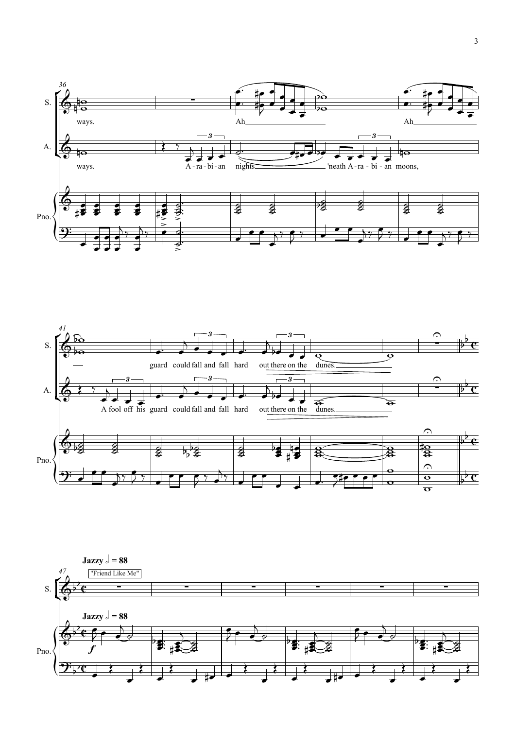ways.

Ah

Ah

ways. A-ra-bi-an nights 'neath A-ra-bi-an moons,

guard could fall and fall hard out there on the dunes.

A fool off his guard could fall and fall hard out there on the dunes.

**Jazzy** 𝅗𝅥 = 88

"Friend Like Me"

**Jazzy** 𝅗𝅥 = 88

*f*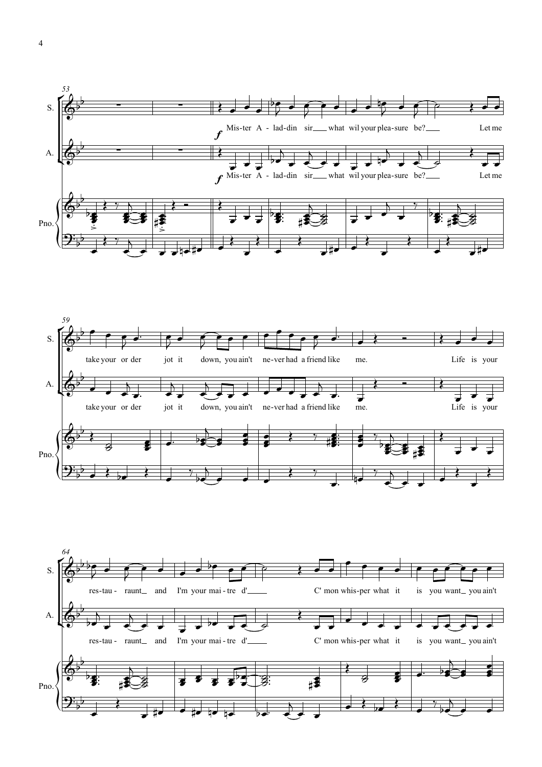S.

A.

Pno.

*f* Mis-ter A - lad-din sir___ what wil your plea-sure be?___ Let me

take your or der jot it down, you ain't ne-ver had a friend like me. Life is your

res-tau - raunt_ and I'm your mai - tre d'____ C' mon whis-per what it is you want_ you ain't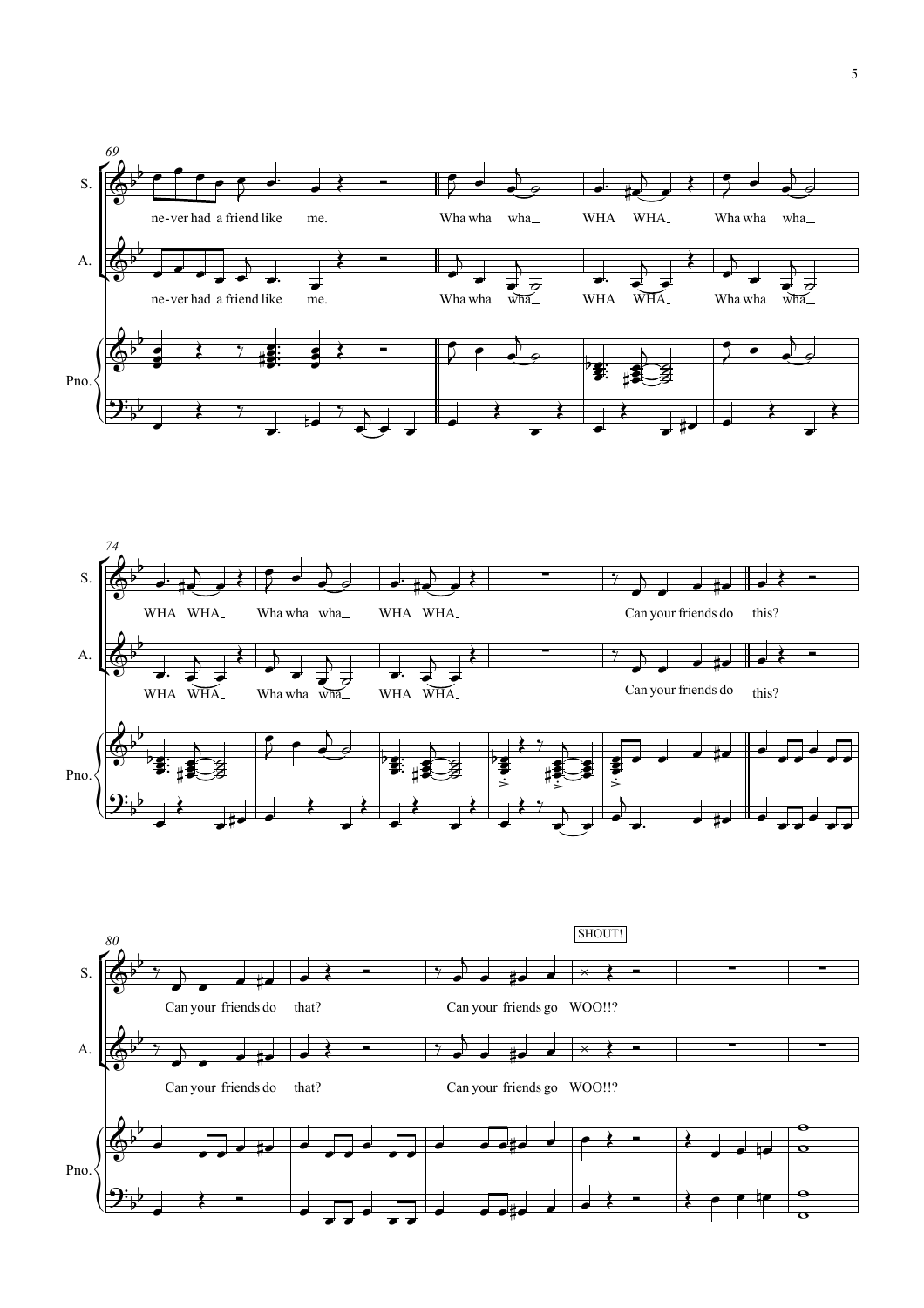69

S.

ne-ver had a friend like me. Wha wha wha_ WHA WHA_ Wha wha wha_

A.

ne-ver had a friend like me. Wha wha wha_ WHA WHA_ Wha wha wha_

Pno.

74

S.

WHA WHA_ Wha wha wha_ WHA WHA_ Can your friends do this?

A.

WHA WHA_ Wha wha wha_ WHA WHA_ Can your friends do this?

Pno.

80

SHOUT!

S.

Can your friends do that? Can your friends go WOO!!?

A.

Can your friends do that? Can your friends go WOO!!?

Pno.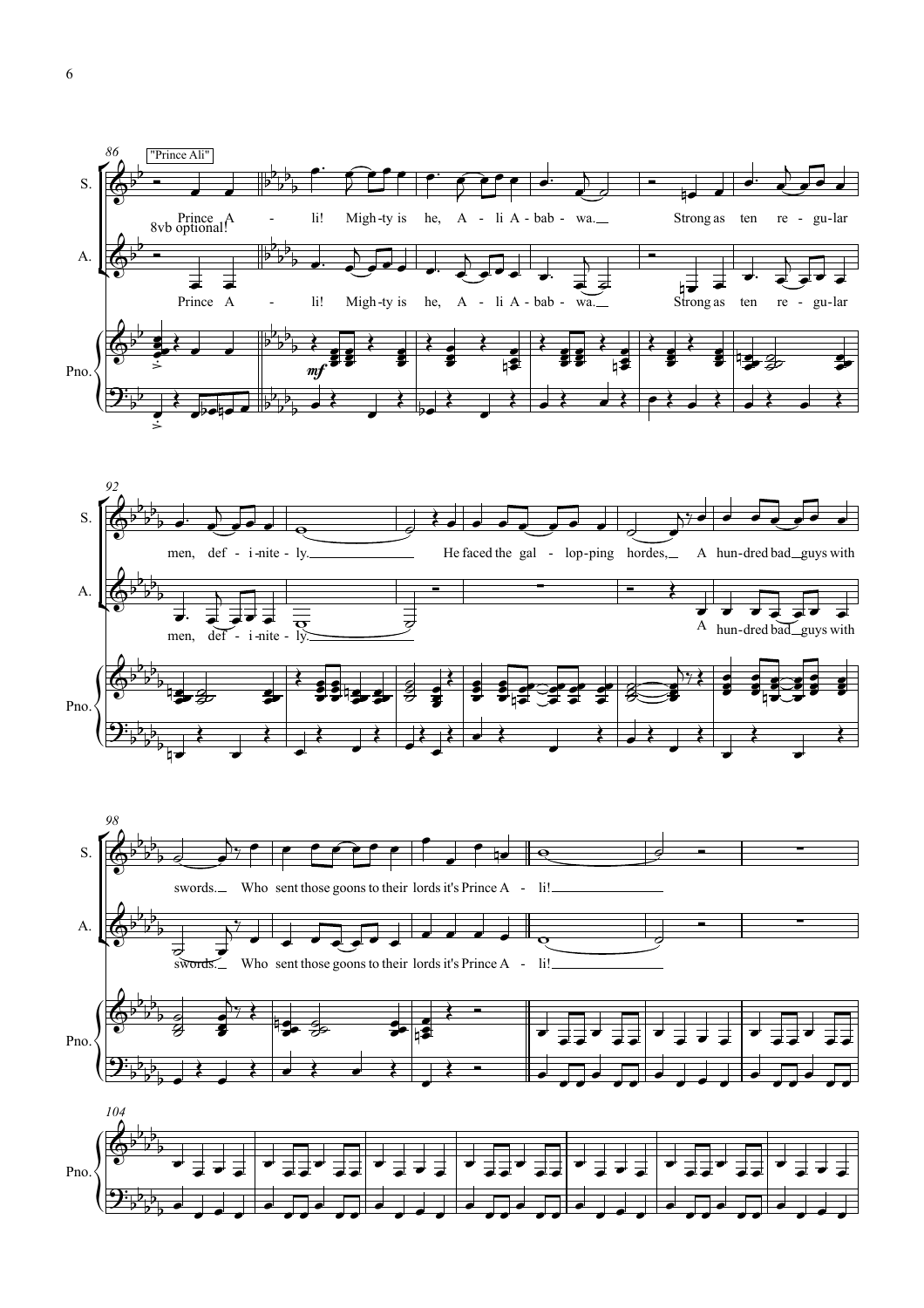"Prince Ali"

8vb optional!

S.: Prince A - li! Migh-ty is he, A - li A - bab - wa. Strong as ten re - gu-lar men, def - i-nite - ly. He faced the gal - lop-ping hordes, A hun-dred bad guys with swords. Who sent those goons to their lords it's Prince A - li!

A.: Prince A - li! Migh-ty is he, A - li A - bab - wa. Strong as ten re - gu-lar men, def - i-nite - ly. A hun-dred bad guys with swords. Who sent those goons to their lords it's Prince A - li!

*mf*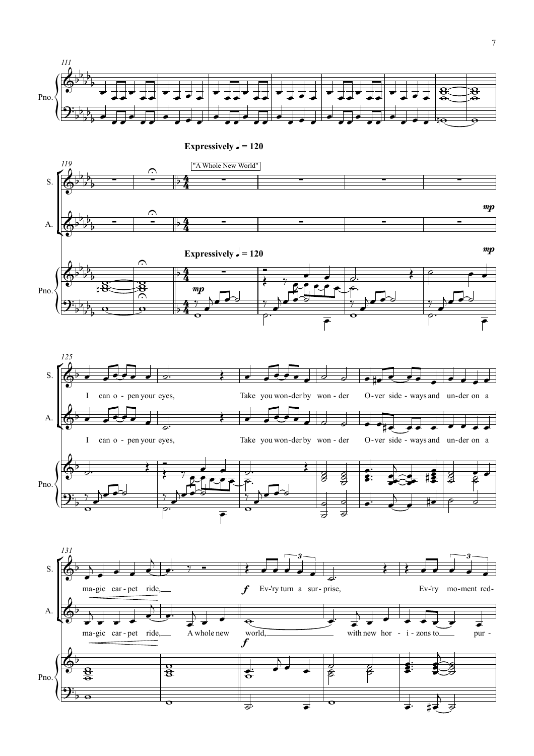Expressively ♩ = 120

"A Whole New World"

I can o - pen your eyes, Take you won-der by won - der O-ver side - ways and un-der on a

ma-gic car - pet ride, A whole new world, with new hor - i - zons to pur -

Ev-'ry turn a sur - prise, Ev-'ry mo-ment red-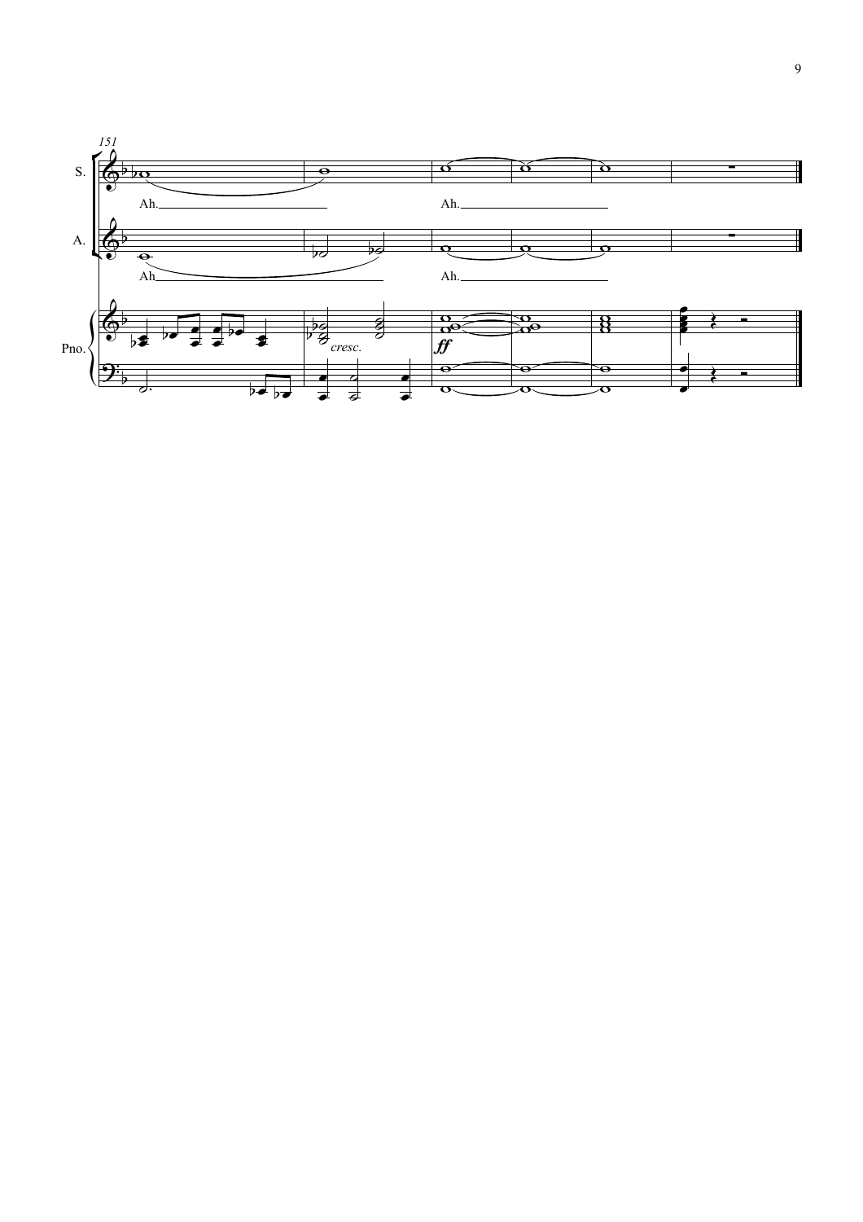151

S.

Ah.

Ah.

A.

Ah

Ah.

Pno.

*cresc.*

*ff*